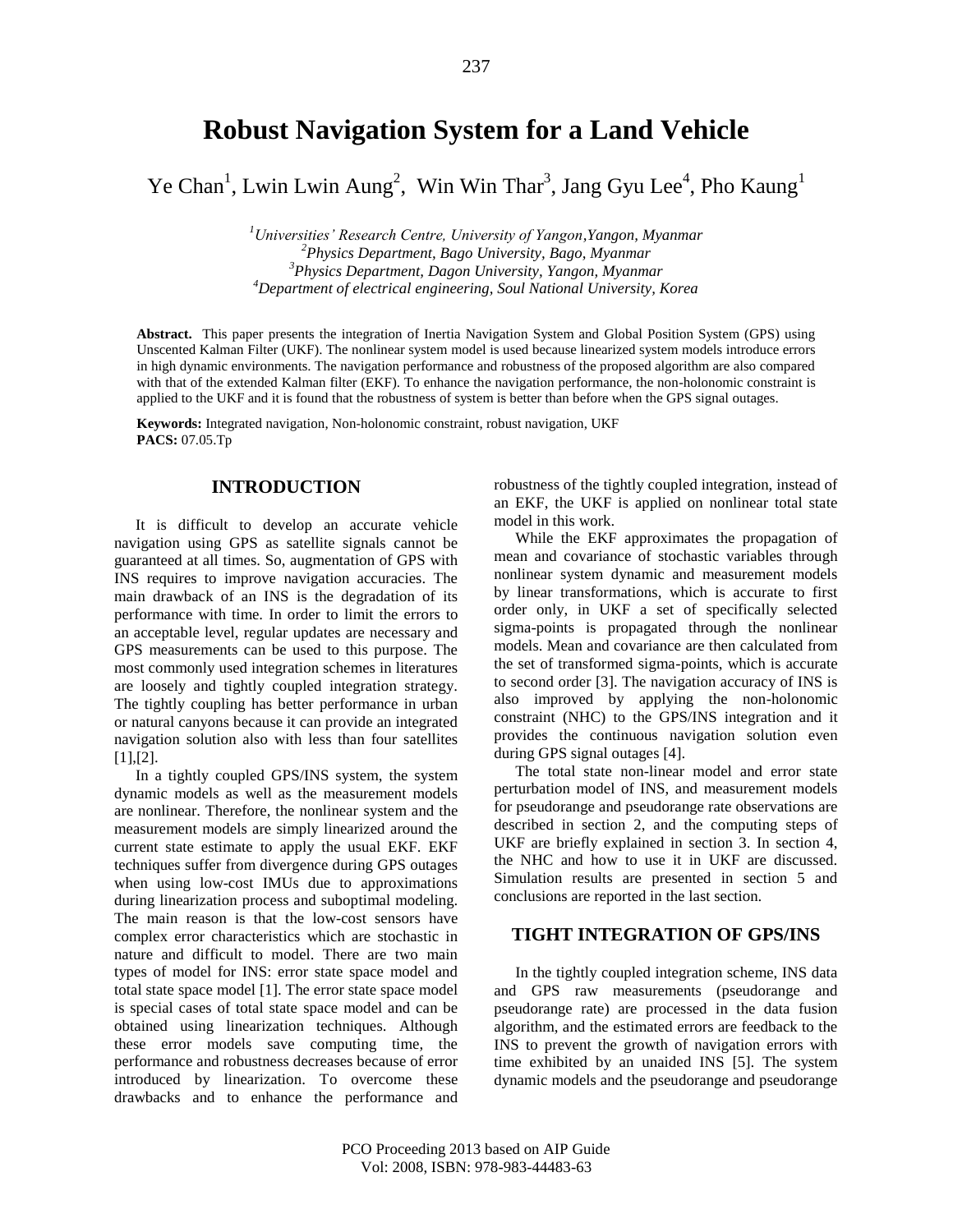# Robust Navigation System for a Land Vehicle

Ye Chan[1], Lwin Lwin Aung[2], Win Win Thar[3], Jang Gyu Lee[4], Pho Kaung[1]

[1]*Universities' Research Centre, University of Yangon,Yangon, Myanmar*
[2]*Physics Department, Bago University, Bago, Myanmar*
[3]*Physics Department, Dagon University, Yangon, Myanmar*
[4]*Department of electrical engineering, Soul National University, Korea*

**Abstract.** This paper presents the integration of Inertia Navigation System and Global Position System (GPS) using Unscented Kalman Filter (UKF). The nonlinear system model is used because linearized system models introduce errors in high dynamic environments. The navigation performance and robustness of the proposed algorithm are also compared with that of the extended Kalman filter (EKF). To enhance the navigation performance, the non-holonomic constraint is applied to the UKF and it is found that the robustness of system is better than before when the GPS signal outages.

**Keywords:** Integrated navigation, Non-holonomic constraint, robust navigation, UKF
**PACS:** 07.05.Tp

## INTRODUCTION

It is difficult to develop an accurate vehicle navigation using GPS as satellite signals cannot be guaranteed at all times. So, augmentation of GPS with INS requires to improve navigation accuracies. The main drawback of an INS is the degradation of its performance with time. In order to limit the errors to an acceptable level, regular updates are necessary and GPS measurements can be used to this purpose. The most commonly used integration schemes in literatures are loosely and tightly coupled integration strategy. The tightly coupling has better performance in urban or natural canyons because it can provide an integrated navigation solution also with less than four satellites [1],[2].

In a tightly coupled GPS/INS system, the system dynamic models as well as the measurement models are nonlinear. Therefore, the nonlinear system and the measurement models are simply linearized around the current state estimate to apply the usual EKF. EKF techniques suffer from divergence during GPS outages when using low-cost IMUs due to approximations during linearization process and suboptimal modeling. The main reason is that the low-cost sensors have complex error characteristics which are stochastic in nature and difficult to model. There are two main types of model for INS: error state space model and total state space model [1]. The error state space model is special cases of total state space model and can be obtained using linearization techniques. Although these error models save computing time, the performance and robustness decreases because of error introduced by linearization. To overcome these drawbacks and to enhance the performance and robustness of the tightly coupled integration, instead of an EKF, the UKF is applied on nonlinear total state model in this work.

While the EKF approximates the propagation of mean and covariance of stochastic variables through nonlinear system dynamic and measurement models by linear transformations, which is accurate to first order only, in UKF a set of specifically selected sigma-points is propagated through the nonlinear models. Mean and covariance are then calculated from the set of transformed sigma-points, which is accurate to second order [3]. The navigation accuracy of INS is also improved by applying the non-holonomic constraint (NHC) to the GPS/INS integration and it provides the continuous navigation solution even during GPS signal outages [4].

The total state non-linear model and error state perturbation model of INS, and measurement models for pseudorange and pseudorange rate observations are described in section 2, and the computing steps of UKF are briefly explained in section 3. In section 4, the NHC and how to use it in UKF are discussed. Simulation results are presented in section 5 and conclusions are reported in the last section.

## TIGHT INTEGRATION OF GPS/INS

In the tightly coupled integration scheme, INS data and GPS raw measurements (pseudorange and pseudorange rate) are processed in the data fusion algorithm, and the estimated errors are feedback to the INS to prevent the growth of navigation errors with time exhibited by an unaided INS [5]. The system dynamic models and the pseudorange and pseudorange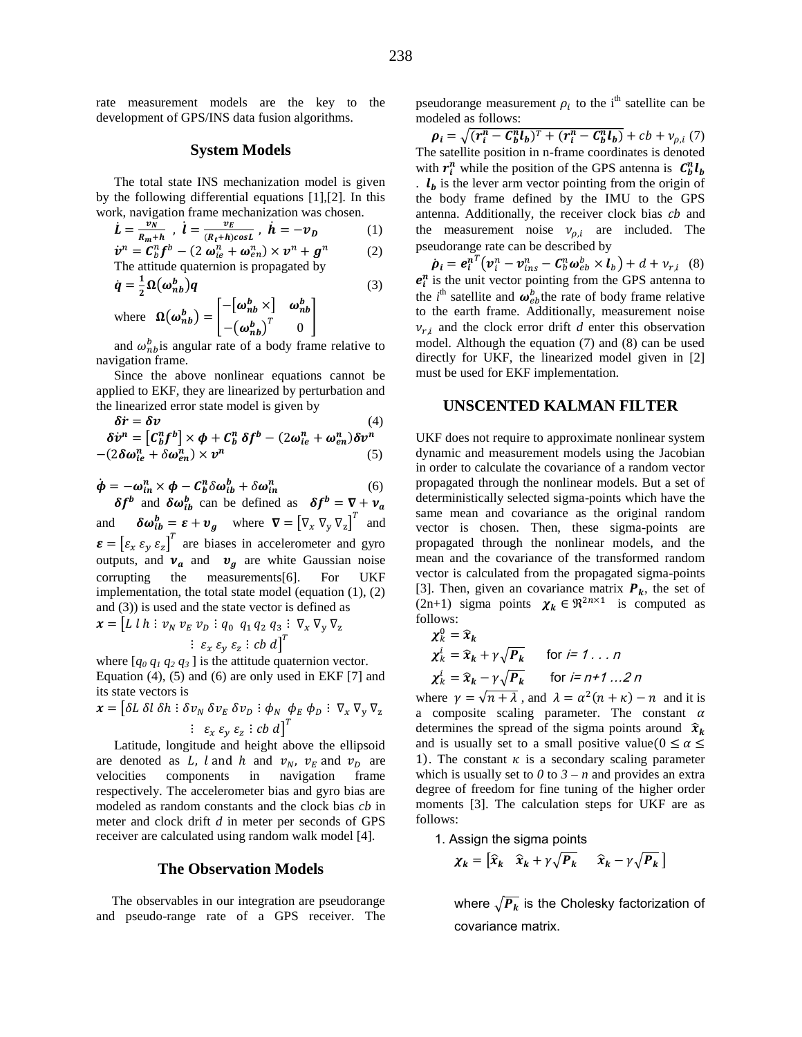rate measurement models are the key to the development of GPS/INS data fusion algorithms.

## System Models

The total state INS mechanization model is given by the following differential equations [1],[2]. In this work, navigation frame mechanization was chosen.

$$\dot{\boldsymbol{L}} = \frac{\boldsymbol{v_N}}{\boldsymbol{R_m+h}}\ ,\ \dot{\boldsymbol{l}} = \frac{\boldsymbol{v_E}}{(\boldsymbol{R_t+h})\boldsymbol{cosL}}\ ,\ \dot{\boldsymbol{h}} = -\boldsymbol{v_D} \tag{1}$$

$$\dot{v}^n = C_b^n f^b - (2\,\omega_{ie}^n + \omega_{en}^n) \times v^n + g^n \tag{2}$$

The attitude quaternion is propagated by

$$\dot{\boldsymbol{q}} = \frac{1}{2}\boldsymbol{\Omega}(\boldsymbol{\omega_{nb}^b})\boldsymbol{q} \tag{3}$$

where $\boldsymbol{\Omega}(\boldsymbol{\omega_{nb}^b}) = \begin{bmatrix} -[\boldsymbol{\omega_{nb}^b} \times] & \boldsymbol{\omega_{nb}^b} \\ -(\boldsymbol{\omega_{nb}^b})^T & 0 \end{bmatrix}$

and $\omega_{nb}^b$ is angular rate of a body frame relative to navigation frame.

Since the above nonlinear equations cannot be applied to EKF, they are linearized by perturbation and the linearized error state model is given by

$$\boldsymbol{\delta\dot{r}} = \boldsymbol{\delta v} \tag{4}$$

$$\boldsymbol{\delta\dot{v}^n} = [\boldsymbol{C_b^n f^b}] \times \boldsymbol{\phi} + \boldsymbol{C_b^n}\ \boldsymbol{\delta f^b} - (2\boldsymbol{\omega_{ie}^n} + \boldsymbol{\omega_{en}^n})\boldsymbol{\delta v^n} - (2\boldsymbol{\delta\omega_{ie}^n} + \boldsymbol{\delta\omega_{en}^n}) \times \boldsymbol{v^n} \tag{5}$$

$$\dot{\boldsymbol{\phi}} = -\boldsymbol{\omega_{in}^n} \times \boldsymbol{\phi} - \boldsymbol{C_b^n}\boldsymbol{\delta\omega_{ib}^b} + \boldsymbol{\delta\omega_{in}^n} \tag{6}$$

$\boldsymbol{\delta f^b}$ and $\boldsymbol{\delta\omega_{ib}^b}$ can be defined as $\boldsymbol{\delta f^b} = \boldsymbol{\nabla} + \boldsymbol{v_a}$ and $\boldsymbol{\delta\omega_{ib}^b} = \boldsymbol{\varepsilon} + \boldsymbol{v_g}$ where $\boldsymbol{\nabla} = [\nabla_x\ \nabla_y\ \nabla_z]^T$ and $\boldsymbol{\varepsilon} = [\varepsilon_x\ \varepsilon_y\ \varepsilon_z]^T$ are biases in accelerometer and gyro outputs, and $\boldsymbol{v_a}$ and $\boldsymbol{v_g}$ are white Gaussian noise corrupting the measurements[6]. For UKF implementation, the total state model (equation (1), (2) and (3)) is used and the state vector is defined as

$$\boldsymbol{x} = [L\ l\ h \vdots v_N\ v_E\ v_D \vdots q_0\ \ q_1\ q_2\ q_3 \vdots \nabla_x\ \nabla_y\ \nabla_z \vdots \varepsilon_x\ \varepsilon_y\ \varepsilon_z \vdots cb\ d]^T$$

where $[q_0\ q_1\ q_2\ q_3]$ is the attitude quaternion vector. Equation (4), (5) and (6) are only used in EKF [7] and its state vectors is

$$\boldsymbol{x} = [\delta L\ \delta l\ \delta h \vdots \delta v_N\ \delta v_E\ \delta v_D \vdots \phi_N\ \ \phi_E\ \phi_D \vdots \nabla_x\ \nabla_y\ \nabla_z \vdots\ \varepsilon_x\ \varepsilon_y\ \varepsilon_z \vdots cb\ d]^T$$

Latitude, longitude and height above the ellipsoid are denoted as $L$, $l$ and $h$ and $v_N$, $v_E$ and $v_D$ are velocities components in navigation frame respectively. The accelerometer bias and gyro bias are modeled as random constants and the clock bias $cb$ in meter and clock drift $d$ in meter per seconds of GPS receiver are calculated using random walk model [4].

## The Observation Models

The observables in our integration are pseudorange and pseudo-range rate of a GPS receiver. The pseudorange measurement $\rho_i$ to the i^th^ satellite can be modeled as follows:

$$\boldsymbol{\rho_i} = \sqrt{(\boldsymbol{r_i^n} - \boldsymbol{C_b^n l_b})^T + (\boldsymbol{r_i^n} - \boldsymbol{C_b^n l_b})} + cb + \nu_{\rho,i} \tag{7}$$

The satellite position in n-frame coordinates is denoted with $\boldsymbol{r_i^n}$ while the position of the GPS antenna is $\boldsymbol{C_b^n l_b}$. $\boldsymbol{l_b}$ is the lever arm vector pointing from the origin of the body frame defined by the IMU to the GPS antenna. Additionally, the receiver clock bias $cb$ and the measurement noise $\nu_{\rho,i}$ are included. The pseudorange rate can be described by

$$\dot{\boldsymbol{\rho}}_i = \boldsymbol{e_i^n}^T(\boldsymbol{v_i^n} - \boldsymbol{v_{ins}^n} - \boldsymbol{C_b^n}\boldsymbol{\omega_{eb}^b} \times \boldsymbol{l_b}) + d + \nu_{r,i} \tag{8}$$

$\boldsymbol{e_i^n}$ is the unit vector pointing from the GPS antenna to the $i$^th^ satellite and $\boldsymbol{\omega_{eb}^b}$ the rate of body frame relative to the earth frame. Additionally, measurement noise $\nu_{r,i}$ and the clock error drift $d$ enter this observation model. Although the equation (7) and (8) can be used directly for UKF, the linearized model given in [2] must be used for EKF implementation.

## UNSCENTED KALMAN FILTER

UKF does not require to approximate nonlinear system dynamic and measurement models using the Jacobian in order to calculate the covariance of a random vector propagated through the nonlinear models. But a set of deterministically selected sigma-points which have the same mean and covariance as the original random vector is chosen. Then, these sigma-points are propagated through the nonlinear models, and the mean and the covariance of the transformed random vector is calculated from the propagated sigma-points [3]. Then, given an covariance matrix $\boldsymbol{P_k}$, the set of (2n+1) sigma points $\boldsymbol{\chi_k} \in \Re^{2n\times 1}$ is computed as follows:

$$\boldsymbol{\chi_k^0} = \boldsymbol{\hat{x}_k}$$

$$\boldsymbol{\chi_k^i} = \boldsymbol{\hat{x}_k} + \gamma\sqrt{\boldsymbol{P_k}} \qquad \text{for } i = 1 \ldots n$$

$$\boldsymbol{\chi_k^i} = \boldsymbol{\hat{x}_k} - \gamma\sqrt{\boldsymbol{P_k}} \qquad \text{for } i = n+1 \ldots 2n$$

where $\gamma = \sqrt{n+\lambda}$, and $\lambda = \alpha^2(n+\kappa) - n$ and it is a composite scaling parameter. The constant $\alpha$ determines the spread of the sigma points around $\boldsymbol{\hat{x}_k}$ and is usually set to a small positive value($0 \le \alpha \le 1$). The constant $\kappa$ is a secondary scaling parameter which is usually set to $0$ to $3 - n$ and provides an extra degree of freedom for fine tuning of the higher order moments [3]. The calculation steps for UKF are as follows:

1. Assign the sigma points

   $$\boldsymbol{\chi_k} = [\boldsymbol{\hat{x}_k}\quad \boldsymbol{\hat{x}_k} + \gamma\sqrt{\boldsymbol{P_k}}\quad \boldsymbol{\hat{x}_k} - \gamma\sqrt{\boldsymbol{P_k}}\,]$$

   where $\sqrt{\boldsymbol{P_k}}$ is the Cholesky factorization of covariance matrix.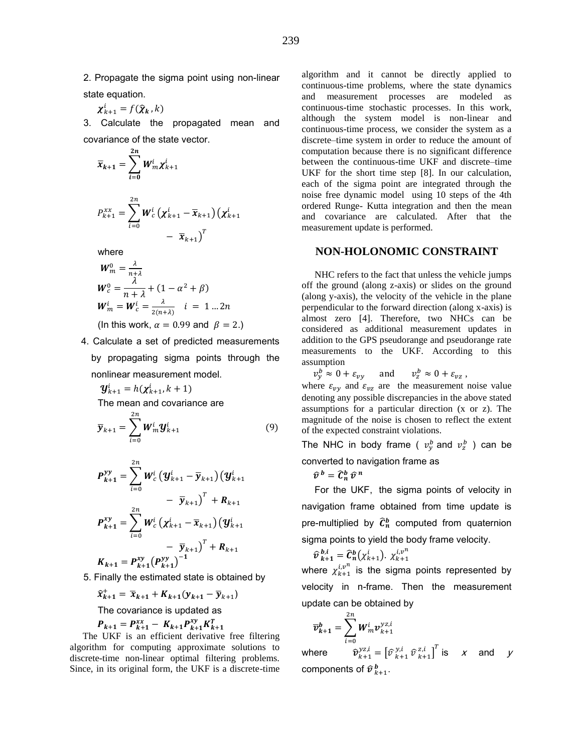2. Propagate the sigma point using non-linear state equation.

$$\boldsymbol{\chi}_{k+1}^{i} = f(\widehat{\boldsymbol{\chi}}_{\boldsymbol{k}}, k)$$

3. Calculate the propagated mean and covariance of the state vector.

$$\overline{\boldsymbol{x}}_{\boldsymbol{k+1}} = \sum_{\boldsymbol{i=0}}^{\boldsymbol{2n}} \boldsymbol{W}_{m}^{i} \boldsymbol{\chi}_{k+1}^{i}$$

$$P_{k+1}^{xx} = \sum_{i=0}^{2n} \boldsymbol{W}_{c}^{i} \left(\boldsymbol{\chi}_{k+1}^{i} - \overline{\boldsymbol{x}}_{k+1}\right)\left(\boldsymbol{\chi}_{k+1}^{i} - \overline{\boldsymbol{x}}_{k+1}\right)^{T}$$

where

$$\boldsymbol{W}_{m}^{0} = \frac{\lambda}{n+\lambda}$$

$$\boldsymbol{W}_{c}^{0} = \frac{\lambda}{n+\lambda} + (1 - \alpha^{2} + \beta)$$

$$\boldsymbol{W}_{m}^{i} = \boldsymbol{W}_{c}^{i} = \frac{\lambda}{2(n+\lambda)} \quad i = 1 \dots 2n$$

(In this work, $\alpha = 0.99$ and $\beta = 2$.)

4. Calculate a set of predicted measurements by propagating sigma points through the nonlinear measurement model.

$$\boldsymbol{\mathcal{Y}}_{k+1}^{i} = h(\boldsymbol{\chi}_{k+1}^{i}, k+1)$$

The mean and covariance are

$$\overline{\boldsymbol{y}}_{k+1} = \sum_{\boldsymbol{i=0}}^{2n} \boldsymbol{W}_{m}^{i} \boldsymbol{\mathcal{Y}}_{k+1}^{i} \tag{9}$$

$$\boldsymbol{P}_{\boldsymbol{k+1}}^{\boldsymbol{yy}} = \sum_{i=0}^{2n} \boldsymbol{W}_{c}^{i} \left(\boldsymbol{\mathcal{Y}}_{k+1}^{i} - \overline{\boldsymbol{y}}_{k+1}\right)\left(\boldsymbol{\mathcal{Y}}_{k+1}^{i} - \overline{\boldsymbol{y}}_{k+1}\right)^{T} + \boldsymbol{R}_{k+1}$$

$$\boldsymbol{P}_{\boldsymbol{k+1}}^{\boldsymbol{xy}} = \sum_{i=0}^{2n} \boldsymbol{W}_{c}^{i} \left(\boldsymbol{\chi}_{k+1}^{i} - \overline{\boldsymbol{x}}_{k+1}\right)\left(\boldsymbol{\mathcal{Y}}_{k+1}^{i} - \overline{\boldsymbol{y}}_{k+1}\right)^{T} + \boldsymbol{R}_{k+1}$$

$$\boldsymbol{K}_{\boldsymbol{k+1}} = \boldsymbol{P}_{\boldsymbol{k+1}}^{\boldsymbol{xy}} \left(\boldsymbol{P}_{\boldsymbol{k+1}}^{\boldsymbol{yy}}\right)^{-\boldsymbol{1}}$$

5. Finally the estimated state is obtained by

$$\widehat{\boldsymbol{x}}_{\boldsymbol{k+1}}^{+} = \overline{\boldsymbol{x}}_{\boldsymbol{k+1}} + \boldsymbol{K}_{\boldsymbol{k+1}}(\boldsymbol{y}_{\boldsymbol{k+1}} - \overline{\boldsymbol{y}}_{k+1})$$

The covariance is updated as

$$\boldsymbol{P}_{\boldsymbol{k+1}} = \boldsymbol{P}_{\boldsymbol{k+1}}^{\boldsymbol{xx}} - \boldsymbol{K}_{\boldsymbol{k+1}} \boldsymbol{P}_{\boldsymbol{k+1}}^{\boldsymbol{xy}} \boldsymbol{K}_{\boldsymbol{k+1}}^{\boldsymbol{T}}$$

The UKF is an efficient derivative free filtering algorithm for computing approximate solutions to discrete-time non-linear optimal filtering problems. Since, in its original form, the UKF is a discrete-time algorithm and it cannot be directly applied to continuous-time problems, where the state dynamics and measurement processes are modeled as continuous-time stochastic processes. In this work, although the system model is non-linear and continuous-time process, we consider the system as a discrete–time system in order to reduce the amount of computation because there is no significant difference between the continuous-time UKF and discrete–time UKF for the short time step [8]. In our calculation, each of the sigma point are integrated through the noise free dynamic model using 10 steps of the 4th ordered Runge- Kutta integration and then the mean and covariance are calculated. After that the measurement update is performed.

## NON-HOLONOMIC CONSTRAINT

NHC refers to the fact that unless the vehicle jumps off the ground (along z-axis) or slides on the ground (along y-axis), the velocity of the vehicle in the plane perpendicular to the forward direction (along x-axis) is almost zero [4]. Therefore, two NHCs can be considered as additional measurement updates in addition to the GPS pseudorange and pseudorange rate measurements to the UKF. According to this assumption

$$v_{y}^{b} \approx 0 + \varepsilon_{vy} \quad \text{and} \quad v_{z}^{b} \approx 0 + \varepsilon_{vz},$$

where $\varepsilon_{vy}$ and $\varepsilon_{vz}$ are the measurement noise value denoting any possible discrepancies in the above stated assumptions for a particular direction (x or z). The magnitude of the noise is chosen to reflect the extent of the expected constraint violations.

The NHC in body frame ( $v_{y}^{b}$ and $v_{z}^{b}$ ) can be converted to navigation frame as

$$\widehat{\boldsymbol{v}}^{\boldsymbol{b}} = \widehat{\boldsymbol{C}}_{\boldsymbol{n}}^{\boldsymbol{b}} \widehat{\boldsymbol{v}}^{\boldsymbol{n}}$$

For the UKF, the sigma points of velocity in navigation frame obtained from time update is pre-multiplied by $\widehat{\boldsymbol{C}}_{\boldsymbol{n}}^{\boldsymbol{b}}$ computed from quaternion sigma points to yield the body frame velocity.

$$\widehat{\boldsymbol{v}}_{\boldsymbol{k+1}}^{\boldsymbol{b,i}} = \widehat{\boldsymbol{C}}_{\boldsymbol{n}}^{\boldsymbol{b}}(\chi_{k+1}^{i}) . \ \chi_{k+1}^{i,v^{n}}$$

where $\chi_{k+1}^{i,v^{n}}$ is the sigma points represented by velocity in n-frame. Then the measurement update can be obtained by

$$\overline{\boldsymbol{v}}_{\boldsymbol{k+1}}^{\boldsymbol{b}} = \sum_{i=0}^{2n} \boldsymbol{W}_{m}^{i} \boldsymbol{v}_{k+1}^{yz,i}$$

where $\widehat{\boldsymbol{v}}_{k+1}^{yz,i} = \left[\widehat{v}_{k+1}^{y,i} \ \widehat{v}_{k+1}^{z,i}\right]^{T}$ is $x$ and $y$ components of $\widehat{\boldsymbol{v}}_{k+1}^{\boldsymbol{b}}$.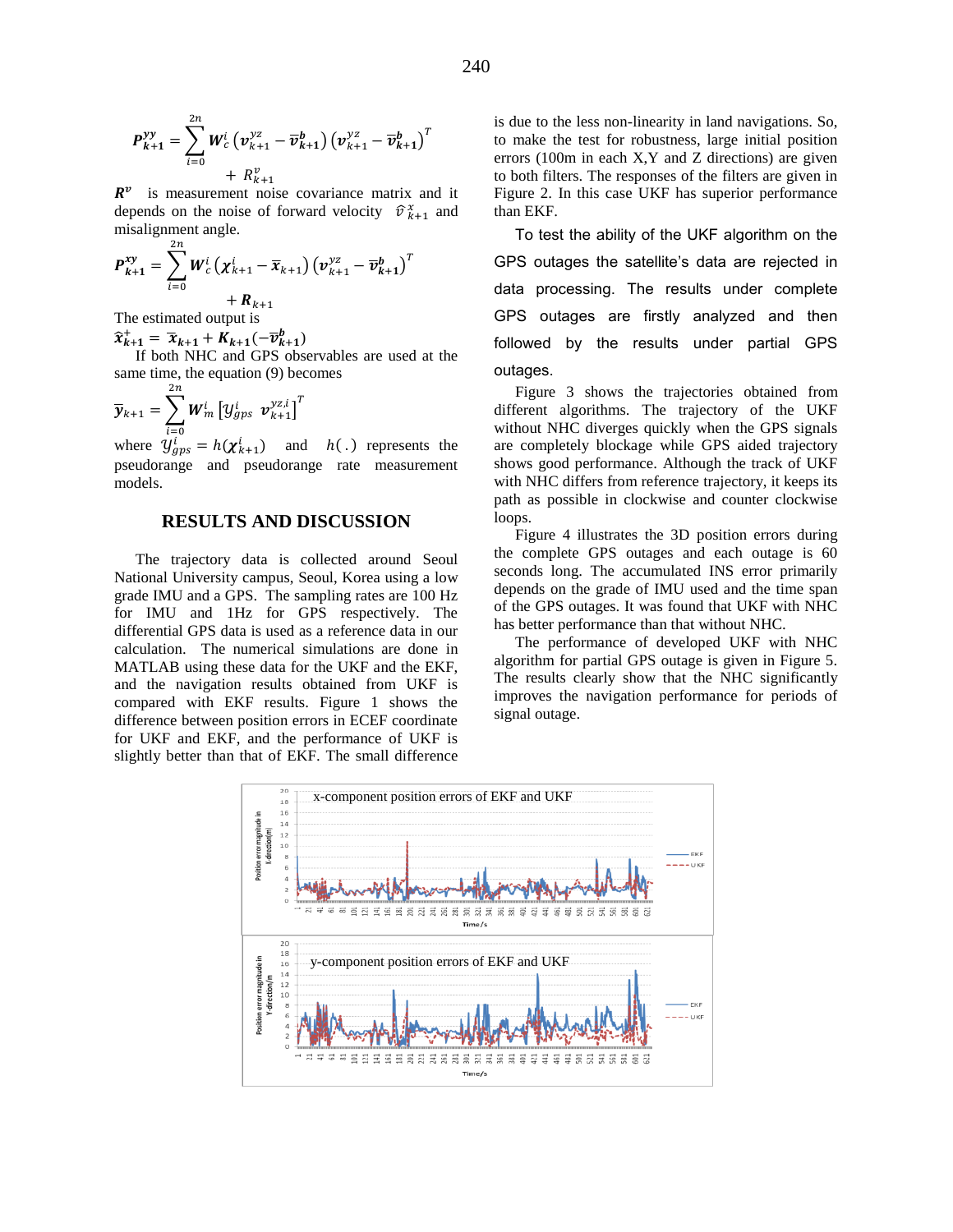$$P_{k+1}^{yy} = \sum_{i=0}^{2n} W_c^i \left(v_{k+1}^{yz} - \bar{v}_{k+1}^{b}\right)\left(v_{k+1}^{yz} - \bar{v}_{k+1}^{b}\right)^T + R_{k+1}^{v}$$

$R^v$ is measurement noise covariance matrix and it depends on the noise of forward velocity $\hat{v}_{k+1}^{x}$ and misalignment angle.

$$P_{k+1}^{xy} = \sum_{i=0}^{2n} W_c^i \left(\chi_{k+1}^{i} - \bar{x}_{k+1}\right)\left(v_{k+1}^{yz} - \bar{v}_{k+1}^{b}\right)^T + R_{k+1}$$

The estimated output is

$$\hat{x}_{k+1}^{+} = \bar{x}_{k+1} + K_{k+1}(-\bar{v}_{k+1}^{b})$$

If both NHC and GPS observables are used at the same time, the equation (9) becomes

$$\bar{y}_{k+1} = \sum_{i=0}^{2n} W_m^i \left[y_{gps}^{i} \;\; v_{k+1}^{yz,i}\right]^T$$

where $y_{gps}^{i} = h(\chi_{k+1}^{i})$ and $h(.)$ represents the pseudorange and pseudorange rate measurement models.

## RESULTS AND DISCUSSION

The trajectory data is collected around Seoul National University campus, Seoul, Korea using a low grade IMU and a GPS. The sampling rates are 100 Hz for IMU and 1Hz for GPS respectively. The differential GPS data is used as a reference data in our calculation. The numerical simulations are done in MATLAB using these data for the UKF and the EKF, and the navigation results obtained from UKF is compared with EKF results. Figure 1 shows the difference between position errors in ECEF coordinate for UKF and EKF, and the performance of UKF is slightly better than that of EKF. The small difference is due to the less non-linearity in land navigations. So, to make the test for robustness, large initial position errors (100m in each X,Y and Z directions) are given to both filters. The responses of the filters are given in Figure 2. In this case UKF has superior performance than EKF.

To test the ability of the UKF algorithm on the GPS outages the satellite's data are rejected in data processing. The results under complete GPS outages are firstly analyzed and then followed by the results under partial GPS outages.

Figure 3 shows the trajectories obtained from different algorithms. The trajectory of the UKF without NHC diverges quickly when the GPS signals are completely blockage while GPS aided trajectory shows good performance. Although the track of UKF with NHC differs from reference trajectory, it keeps its path as possible in clockwise and counter clockwise loops.

Figure 4 illustrates the 3D position errors during the complete GPS outages and each outage is 60 seconds long. The accumulated INS error primarily depends on the grade of IMU used and the time span of the GPS outages. It was found that UKF with NHC has better performance than that without NHC.

The performance of developed UKF with NHC algorithm for partial GPS outage is given in Figure 5. The results clearly show that the NHC significantly improves the navigation performance for periods of signal outage.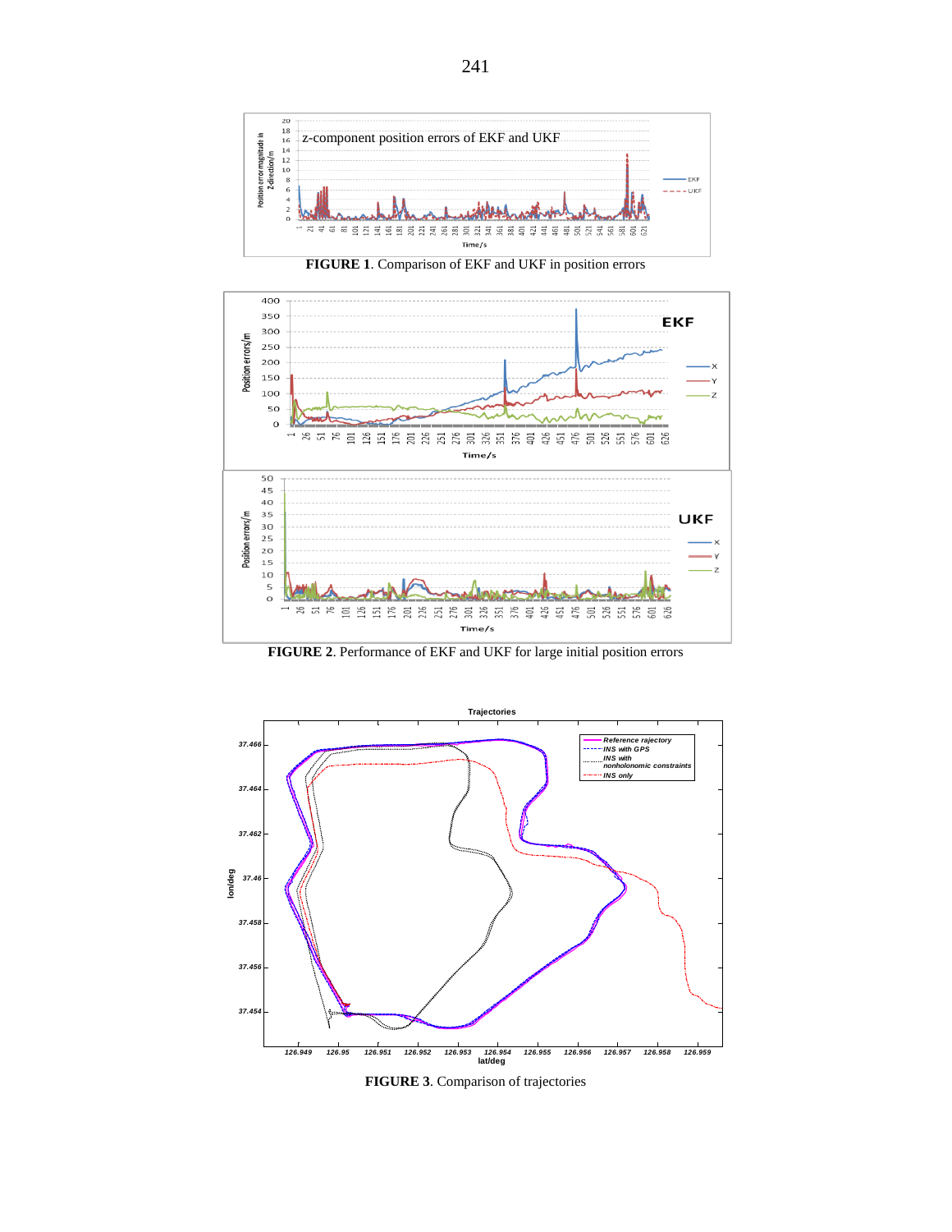**FIGURE 1**. Comparison of EKF and UKF in position errors

**FIGURE 2**. Performance of EKF and UKF for large initial position errors

**FIGURE 3**. Comparison of trajectories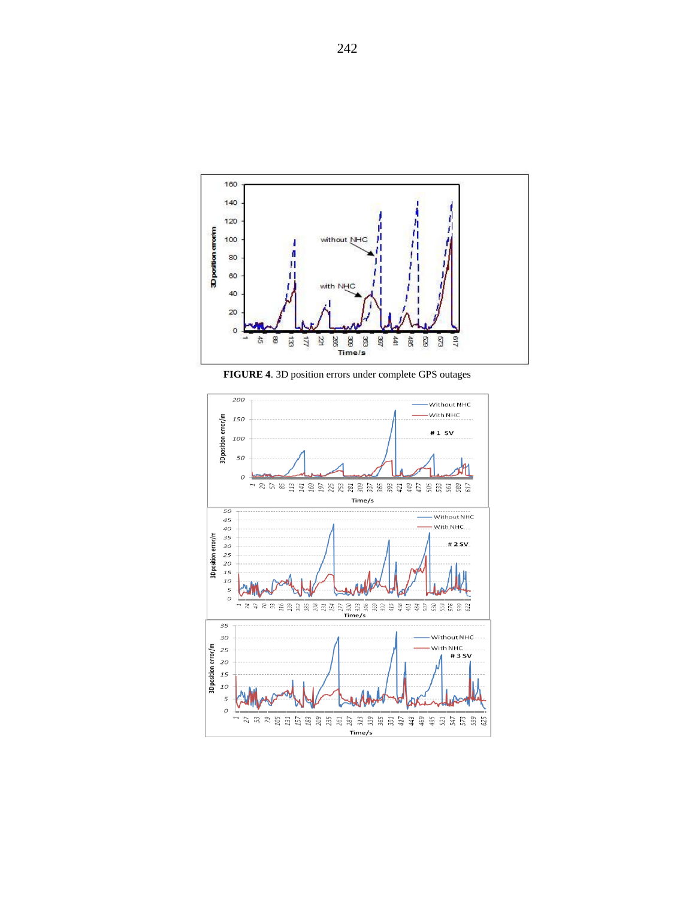**FIGURE 4**. 3D position errors under complete GPS outages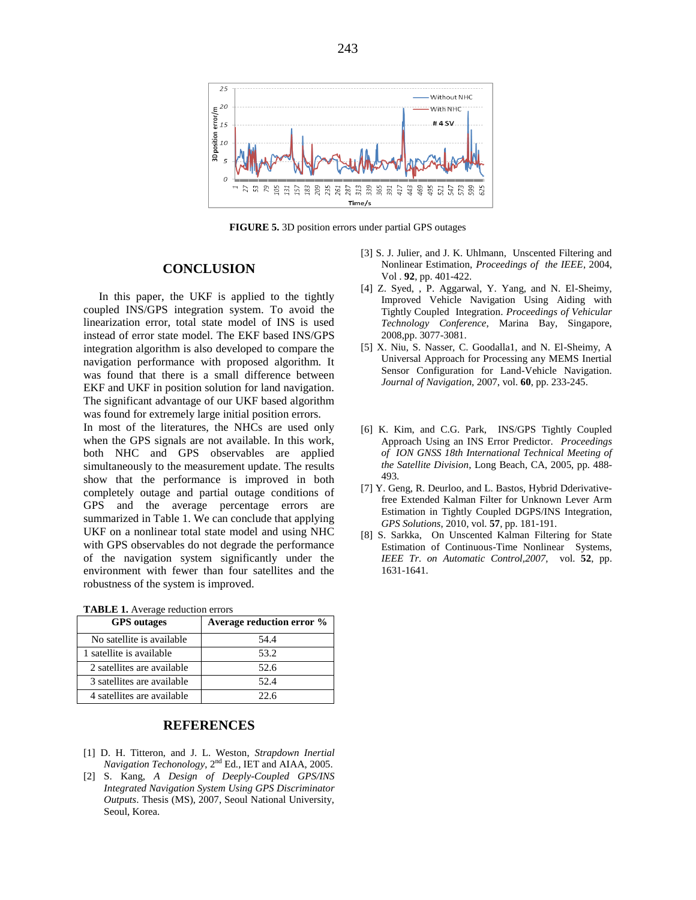25
20
15
10
5
0

3D position error/m

Without NHC
With NHC
# 4 SV

1 27 53 79 105 131 157 183 209 235 261 287 313 339 365 391 417 443 469 495 521 547 573 599 625

Time/s

**FIGURE 5.** 3D position errors under partial GPS outages

## CONCLUSION

In this paper, the UKF is applied to the tightly coupled INS/GPS integration system. To avoid the linearization error, total state model of INS is used instead of error state model. The EKF based INS/GPS integration algorithm is also developed to compare the navigation performance with proposed algorithm. It was found that there is a small difference between EKF and UKF in position solution for land navigation. The significant advantage of our UKF based algorithm was found for extremely large initial position errors.

In most of the literatures, the NHCs are used only when the GPS signals are not available. In this work, both NHC and GPS observables are applied simultaneously to the measurement update. The results show that the performance is improved in both completely outage and partial outage conditions of GPS and the average percentage errors are summarized in Table 1. We can conclude that applying UKF on a nonlinear total state model and using NHC with GPS observables do not degrade the performance of the navigation system significantly under the environment with fewer than four satellites and the robustness of the system is improved.

**TABLE 1.** Average reduction errors

| GPS outages | Average reduction error % |
|---|---|
| No satellite is available | 54.4 |
| 1 satellite is available | 53.2 |
| 2 satellites are available | 52.6 |
| 3 satellites are available | 52.4 |
| 4 satellites are available | 22.6 |

## REFERENCES

[1] D. H. Titteron, and J. L. Weston, *Strapdown Inertial Navigation Techonology*, 2nd Ed., IET and AIAA, 2005.

[2] S. Kang, *A Design of Deeply-Coupled GPS/INS Integrated Navigation System Using GPS Discriminator Outputs*. Thesis (MS), 2007, Seoul National University, Seoul, Korea.

[3] S. J. Julier, and J. K. Uhlmann, Unscented Filtering and Nonlinear Estimation, *Proceedings of the IEEE*, 2004, Vol . **92**, pp. 401-422.

[4] Z. Syed, , P. Aggarwal, Y. Yang, and N. El-Sheimy, Improved Vehicle Navigation Using Aiding with Tightly Coupled Integration. *Proceedings of Vehicular Technology Conference*, Marina Bay, Singapore, 2008,pp. 3077-3081.

[5] X. Niu, S. Nasser, C. Goodalla1, and N. El-Sheimy, A Universal Approach for Processing any MEMS Inertial Sensor Configuration for Land-Vehicle Navigation. *Journal of Navigation*, 2007, vol. **60**, pp. 233-245.

[6] K. Kim, and C.G. Park, INS/GPS Tightly Coupled Approach Using an INS Error Predictor. *Proceedings of ION GNSS 18th International Technical Meeting of the Satellite Division*, Long Beach, CA, 2005, pp. 488-493.

[7] Y. Geng, R. Deurloo, and L. Bastos, Hybrid Dderivative-free Extended Kalman Filter for Unknown Lever Arm Estimation in Tightly Coupled DGPS/INS Integration, *GPS Solutions*, 2010, vol. **57**, pp. 181-191.

[8] S. Sarkka, On Unscented Kalman Filtering for State Estimation of Continuous-Time Nonlinear Systems, *IEEE Tr. on Automatic Control,2007*, vol. **52**, pp. 1631-1641.